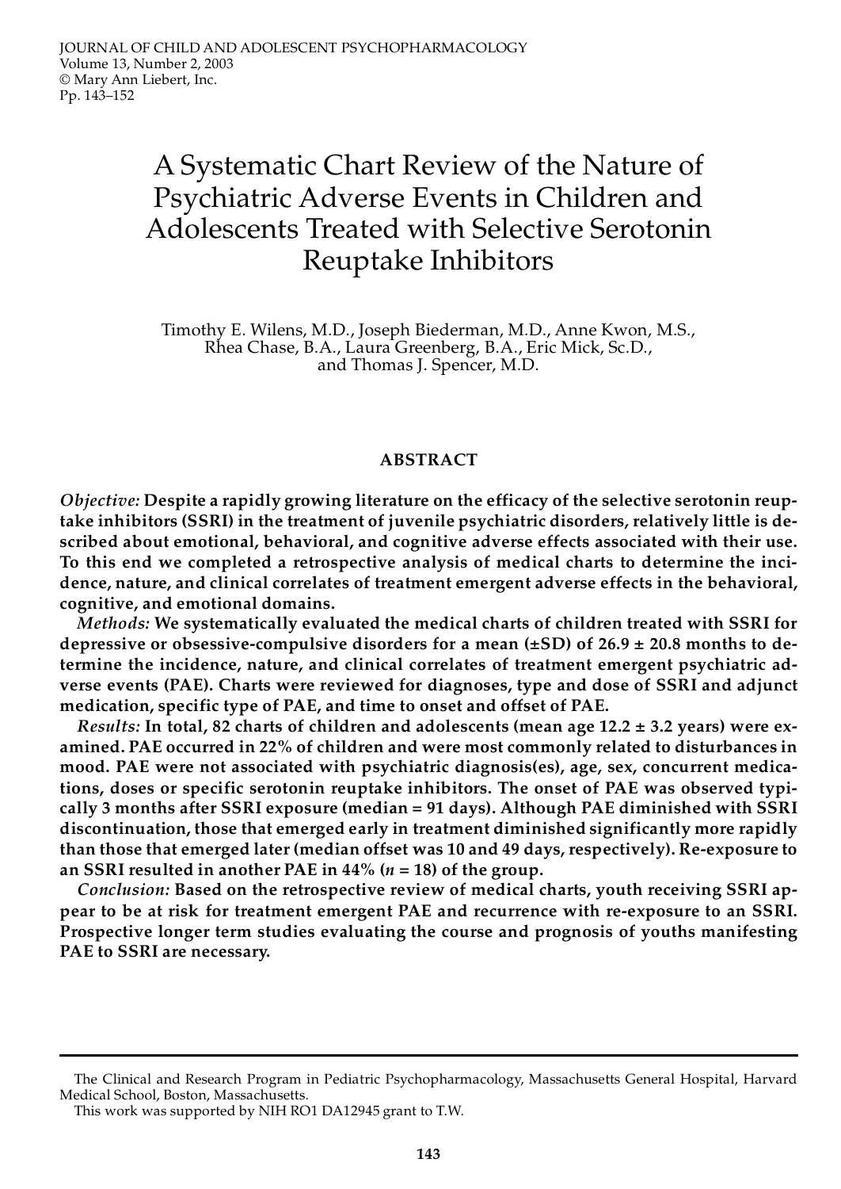# A Systematic Chart Review of the Nature of Psychiatric Adverse Events in Children and Adolescents Treated with Selective Serotonin Reuptake Inhibitors

Timothy E. Wilens, M.D., Joseph Biederman, M.D., Anne Kwon, M.S., Rhea Chase, B.A., Laura Greenberg, B.A., Eric Mick, Sc.D., and Thomas J. Spencer, M.D.

## ABSTRACT

***Objective:*** **Despite a rapidly growing literature on the efficacy of the selective serotonin reuptake inhibitors (SSRI) in the treatment of juvenile psychiatric disorders, relatively little is described about emotional, behavioral, and cognitive adverse effects associated with their use. To this end we completed a retrospective analysis of medical charts to determine the incidence, nature, and clinical correlates of treatment emergent adverse effects in the behavioral, cognitive, and emotional domains.**

***Methods:*** **We systematically evaluated the medical charts of children treated with SSRI for depressive or obsessive-compulsive disorders for a mean (±SD) of 26.9 ± 20.8 months to determine the incidence, nature, and clinical correlates of treatment emergent psychiatric adverse events (PAE). Charts were reviewed for diagnoses, type and dose of SSRI and adjunct medication, specific type of PAE, and time to onset and offset of PAE.**

***Results:*** **In total, 82 charts of children and adolescents (mean age 12.2 ± 3.2 years) were examined. PAE occurred in 22% of children and were most commonly related to disturbances in mood. PAE were not associated with psychiatric diagnosis(es), age, sex, concurrent medications, doses or specific serotonin reuptake inhibitors. The onset of PAE was observed typically 3 months after SSRI exposure (median = 91 days). Although PAE diminished with SSRI discontinuation, those that emerged early in treatment diminished significantly more rapidly than those that emerged later (median offset was 10 and 49 days, respectively). Re-exposure to an SSRI resulted in another PAE in 44% (*n* = 18) of the group.**

***Conclusion:*** **Based on the retrospective review of medical charts, youth receiving SSRI appear to be at risk for treatment emergent PAE and recurrence with re-exposure to an SSRI. Prospective longer term studies evaluating the course and prognosis of youths manifesting PAE to SSRI are necessary.**

---

The Clinical and Research Program in Pediatric Psychopharmacology, Massachusetts General Hospital, Harvard Medical School, Boston, Massachusetts.

This work was supported by NIH RO1 DA12945 grant to T.W.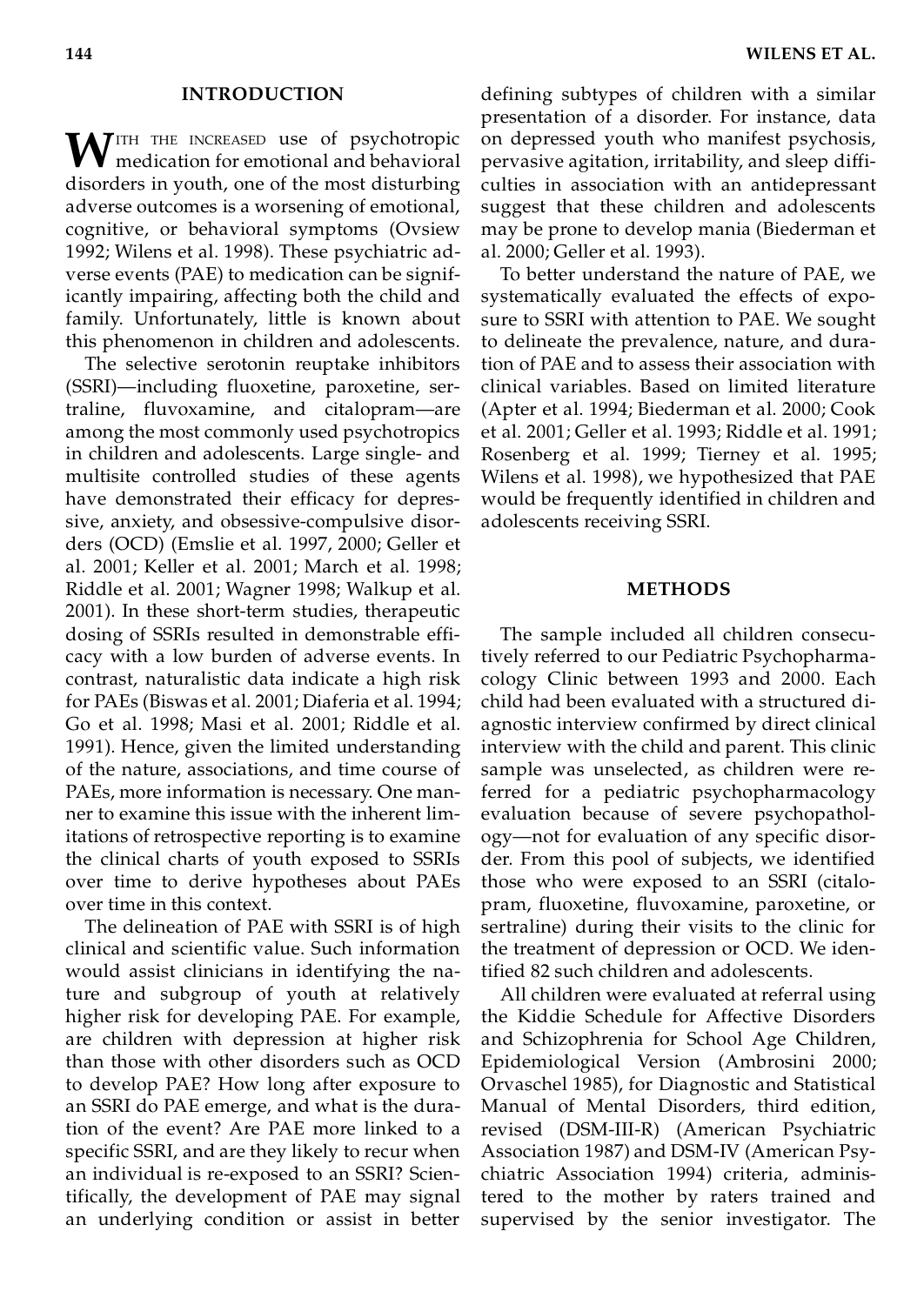## INTRODUCTION

With the increased use of psychotropic medication for emotional and behavioral disorders in youth, one of the most disturbing adverse outcomes is a worsening of emotional, cognitive, or behavioral symptoms (Ovsiew 1992; Wilens et al. 1998). These psychiatric adverse events (PAE) to medication can be significantly impairing, affecting both the child and family. Unfortunately, little is known about this phenomenon in children and adolescents.

The selective serotonin reuptake inhibitors (SSRI)—including fluoxetine, paroxetine, sertraline, fluvoxamine, and citalopram—are among the most commonly used psychotropics in children and adolescents. Large single- and multisite controlled studies of these agents have demonstrated their efficacy for depressive, anxiety, and obsessive-compulsive disorders (OCD) (Emslie et al. 1997, 2000; Geller et al. 2001; Keller et al. 2001; March et al. 1998; Riddle et al. 2001; Wagner 1998; Walkup et al. 2001). In these short-term studies, therapeutic dosing of SSRIs resulted in demonstrable efficacy with a low burden of adverse events. In contrast, naturalistic data indicate a high risk for PAEs (Biswas et al. 2001; Diaferia et al. 1994; Go et al. 1998; Masi et al. 2001; Riddle et al. 1991). Hence, given the limited understanding of the nature, associations, and time course of PAEs, more information is necessary. One manner to examine this issue with the inherent limitations of retrospective reporting is to examine the clinical charts of youth exposed to SSRIs over time to derive hypotheses about PAEs over time in this context.

The delineation of PAE with SSRI is of high clinical and scientific value. Such information would assist clinicians in identifying the nature and subgroup of youth at relatively higher risk for developing PAE. For example, are children with depression at higher risk than those with other disorders such as OCD to develop PAE? How long after exposure to an SSRI do PAE emerge, and what is the duration of the event? Are PAE more linked to a specific SSRI, and are they likely to recur when an individual is re-exposed to an SSRI? Scientifically, the development of PAE may signal an underlying condition or assist in better defining subtypes of children with a similar presentation of a disorder. For instance, data on depressed youth who manifest psychosis, pervasive agitation, irritability, and sleep difficulties in association with an antidepressant suggest that these children and adolescents may be prone to develop mania (Biederman et al. 2000; Geller et al. 1993).

To better understand the nature of PAE, we systematically evaluated the effects of exposure to SSRI with attention to PAE. We sought to delineate the prevalence, nature, and duration of PAE and to assess their association with clinical variables. Based on limited literature (Apter et al. 1994; Biederman et al. 2000; Cook et al. 2001; Geller et al. 1993; Riddle et al. 1991; Rosenberg et al. 1999; Tierney et al. 1995; Wilens et al. 1998), we hypothesized that PAE would be frequently identified in children and adolescents receiving SSRI.

## METHODS

The sample included all children consecutively referred to our Pediatric Psychopharmacology Clinic between 1993 and 2000. Each child had been evaluated with a structured diagnostic interview confirmed by direct clinical interview with the child and parent. This clinic sample was unselected, as children were referred for a pediatric psychopharmacology evaluation because of severe psychopathology—not for evaluation of any specific disorder. From this pool of subjects, we identified those who were exposed to an SSRI (citalopram, fluoxetine, fluvoxamine, paroxetine, or sertraline) during their visits to the clinic for the treatment of depression or OCD. We identified 82 such children and adolescents.

All children were evaluated at referral using the Kiddie Schedule for Affective Disorders and Schizophrenia for School Age Children, Epidemiological Version (Ambrosini 2000; Orvaschel 1985), for Diagnostic and Statistical Manual of Mental Disorders, third edition, revised (DSM-III-R) (American Psychiatric Association 1987) and DSM-IV (American Psychiatric Association 1994) criteria, administered to the mother by raters trained and supervised by the senior investigator. The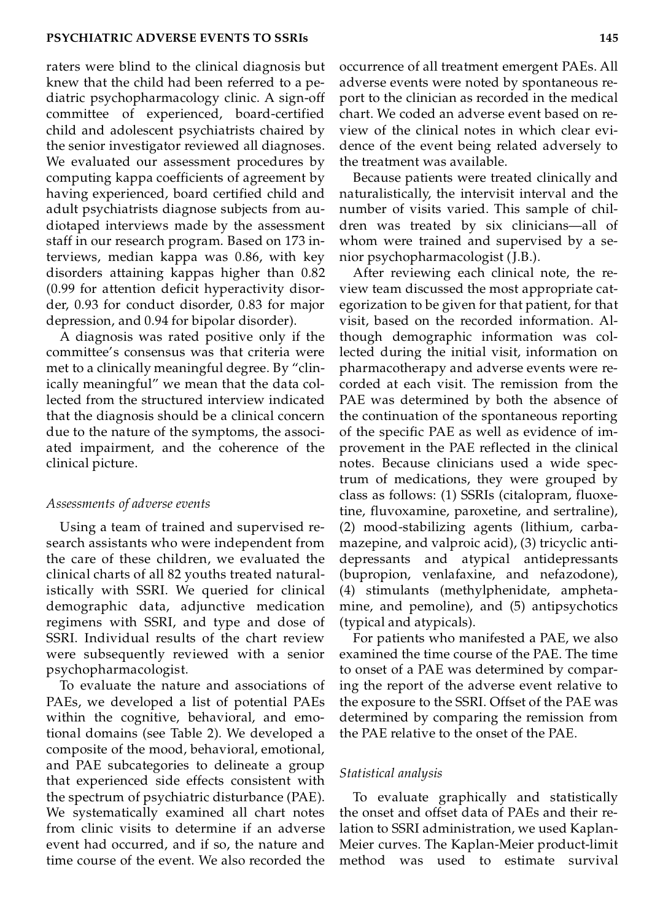raters were blind to the clinical diagnosis but knew that the child had been referred to a pediatric psychopharmacology clinic. A sign-off committee of experienced, board-certified child and adolescent psychiatrists chaired by the senior investigator reviewed all diagnoses. We evaluated our assessment procedures by computing kappa coefficients of agreement by having experienced, board certified child and adult psychiatrists diagnose subjects from audiotaped interviews made by the assessment staff in our research program. Based on 173 interviews, median kappa was 0.86, with key disorders attaining kappas higher than 0.82 (0.99 for attention deficit hyperactivity disorder, 0.93 for conduct disorder, 0.83 for major depression, and 0.94 for bipolar disorder).

A diagnosis was rated positive only if the committee's consensus was that criteria were met to a clinically meaningful degree. By "clinically meaningful" we mean that the data collected from the structured interview indicated that the diagnosis should be a clinical concern due to the nature of the symptoms, the associated impairment, and the coherence of the clinical picture.

### *Assessments of adverse events*

Using a team of trained and supervised research assistants who were independent from the care of these children, we evaluated the clinical charts of all 82 youths treated naturalistically with SSRI. We queried for clinical demographic data, adjunctive medication regimens with SSRI, and type and dose of SSRI. Individual results of the chart review were subsequently reviewed with a senior psychopharmacologist.

To evaluate the nature and associations of PAEs, we developed a list of potential PAEs within the cognitive, behavioral, and emotional domains (see Table 2). We developed a composite of the mood, behavioral, emotional, and PAE subcategories to delineate a group that experienced side effects consistent with the spectrum of psychiatric disturbance (PAE). We systematically examined all chart notes from clinic visits to determine if an adverse event had occurred, and if so, the nature and time course of the event. We also recorded the occurrence of all treatment emergent PAEs. All adverse events were noted by spontaneous report to the clinician as recorded in the medical chart. We coded an adverse event based on review of the clinical notes in which clear evidence of the event being related adversely to the treatment was available.

Because patients were treated clinically and naturalistically, the intervisit interval and the number of visits varied. This sample of children was treated by six clinicians—all of whom were trained and supervised by a senior psychopharmacologist (J.B.).

After reviewing each clinical note, the review team discussed the most appropriate categorization to be given for that patient, for that visit, based on the recorded information. Although demographic information was collected during the initial visit, information on pharmacotherapy and adverse events were recorded at each visit. The remission from the PAE was determined by both the absence of the continuation of the spontaneous reporting of the specific PAE as well as evidence of improvement in the PAE reflected in the clinical notes. Because clinicians used a wide spectrum of medications, they were grouped by class as follows: (1) SSRIs (citalopram, fluoxetine, fluvoxamine, paroxetine, and sertraline), (2) mood-stabilizing agents (lithium, carbamazepine, and valproic acid), (3) tricyclic antidepressants and atypical antidepressants (bupropion, venlafaxine, and nefazodone), (4) stimulants (methylphenidate, amphetamine, and pemoline), and (5) antipsychotics (typical and atypicals).

For patients who manifested a PAE, we also examined the time course of the PAE. The time to onset of a PAE was determined by comparing the report of the adverse event relative to the exposure to the SSRI. Offset of the PAE was determined by comparing the remission from the PAE relative to the onset of the PAE.

### *Statistical analysis*

To evaluate graphically and statistically the onset and offset data of PAEs and their relation to SSRI administration, we used Kaplan-Meier curves. The Kaplan-Meier product-limit method was used to estimate survival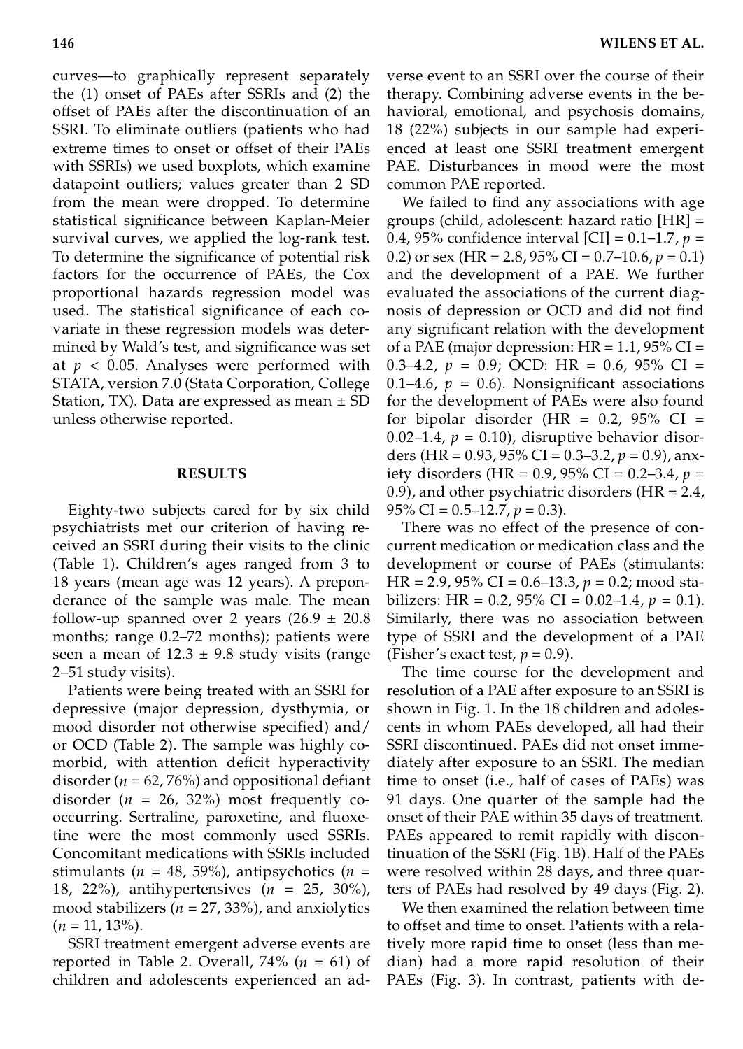curves—to graphically represent separately the (1) onset of PAEs after SSRIs and (2) the offset of PAEs after the discontinuation of an SSRI. To eliminate outliers (patients who had extreme times to onset or offset of their PAEs with SSRIs) we used boxplots, which examine datapoint outliers; values greater than 2 SD from the mean were dropped. To determine statistical significance between Kaplan-Meier survival curves, we applied the log-rank test. To determine the significance of potential risk factors for the occurrence of PAEs, the Cox proportional hazards regression model was used. The statistical significance of each covariate in these regression models was determined by Wald's test, and significance was set at $p < 0.05$. Analyses were performed with STATA, version 7.0 (Stata Corporation, College Station, TX). Data are expressed as mean ± SD unless otherwise reported.

## RESULTS

Eighty-two subjects cared for by six child psychiatrists met our criterion of having received an SSRI during their visits to the clinic (Table 1). Children's ages ranged from 3 to 18 years (mean age was 12 years). A preponderance of the sample was male. The mean follow-up spanned over 2 years (26.9 ± 20.8 months; range 0.2–72 months); patients were seen a mean of 12.3 ± 9.8 study visits (range 2–51 study visits).

Patients were being treated with an SSRI for depressive (major depression, dysthymia, or mood disorder not otherwise specified) and/or OCD (Table 2). The sample was highly comorbid, with attention deficit hyperactivity disorder ($n = 62$, 76%) and oppositional defiant disorder ($n = 26$, 32%) most frequently co-occurring. Sertraline, paroxetine, and fluoxetine were the most commonly used SSRIs. Concomitant medications with SSRIs included stimulants ($n = 48$, 59%), antipsychotics ($n = 18$, 22%), antihypertensives ($n = 25$, 30%), mood stabilizers ($n = 27$, 33%), and anxiolytics ($n = 11$, 13%).

SSRI treatment emergent adverse events are reported in Table 2. Overall, 74% ($n = 61$) of children and adolescents experienced an adverse event to an SSRI over the course of their therapy. Combining adverse events in the behavioral, emotional, and psychosis domains, 18 (22%) subjects in our sample had experienced at least one SSRI treatment emergent PAE. Disturbances in mood were the most common PAE reported.

We failed to find any associations with age groups (child, adolescent: hazard ratio [HR] = 0.4, 95% confidence interval [CI] = 0.1–1.7, $p = 0.2$) or sex (HR = 2.8, 95% CI = 0.7–10.6, $p = 0.1$) and the development of a PAE. We further evaluated the associations of the current diagnosis of depression or OCD and did not find any significant relation with the development of a PAE (major depression: HR = 1.1, 95% CI = 0.3–4.2, $p = 0.9$; OCD: HR = 0.6, 95% CI = 0.1–4.6, $p = 0.6$). Nonsignificant associations for the development of PAEs were also found for bipolar disorder (HR = 0.2, 95% CI = 0.02–1.4, $p = 0.10$), disruptive behavior disorders (HR = 0.93, 95% CI = 0.3–3.2, $p = 0.9$), anxiety disorders (HR = 0.9, 95% CI = 0.2–3.4, $p = 0.9$), and other psychiatric disorders (HR = 2.4, 95% CI = 0.5–12.7, $p = 0.3$).

There was no effect of the presence of concurrent medication or medication class and the development or course of PAEs (stimulants: HR = 2.9, 95% CI = 0.6–13.3, $p = 0.2$; mood stabilizers: HR = 0.2, 95% CI = 0.02–1.4, $p = 0.1$). Similarly, there was no association between type of SSRI and the development of a PAE (Fisher's exact test, $p = 0.9$).

The time course for the development and resolution of a PAE after exposure to an SSRI is shown in Fig. 1. In the 18 children and adolescents in whom PAEs developed, all had their SSRI discontinued. PAEs did not onset immediately after exposure to an SSRI. The median time to onset (i.e., half of cases of PAEs) was 91 days. One quarter of the sample had the onset of their PAE within 35 days of treatment. PAEs appeared to remit rapidly with discontinuation of the SSRI (Fig. 1B). Half of the PAEs were resolved within 28 days, and three quarters of PAEs had resolved by 49 days (Fig. 2).

We then examined the relation between time to offset and time to onset. Patients with a relatively more rapid time to onset (less than median) had a more rapid resolution of their PAEs (Fig. 3). In contrast, patients with de-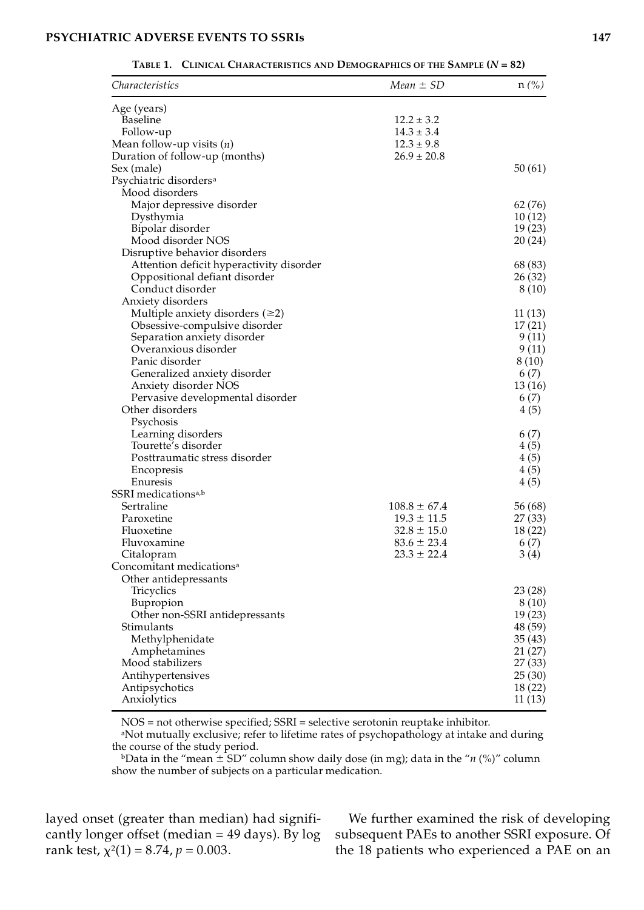**Table 1. Clinical Characteristics and Demographics of the Sample ($N$ = 82)**

| *Characteristics* | *Mean ± SD* | n (%) |
|---|---|---|
| Age (years) | | |
| Baseline | 12.2 ± 3.2 | |
| Follow-up | 14.3 ± 3.4 | |
| Mean follow-up visits ($n$) | 12.3 ± 9.8 | |
| Duration of follow-up (months) | 26.9 ± 20.8 | |
| Sex (male) | | 50 (61) |
| Psychiatric disorders[a] | | |
| Mood disorders | | |
| Major depressive disorder | | 62 (76) |
| Dysthymia | | 10 (12) |
| Bipolar disorder | | 19 (23) |
| Mood disorder NOS | | 20 (24) |
| Disruptive behavior disorders | | |
| Attention deficit hyperactivity disorder | | 68 (83) |
| Oppositional defiant disorder | | 26 (32) |
| Conduct disorder | | 8 (10) |
| Anxiety disorders | | |
| Multiple anxiety disorders (≥2) | | 11 (13) |
| Obsessive-compulsive disorder | | 17 (21) |
| Separation anxiety disorder | | 9 (11) |
| Overanxious disorder | | 9 (11) |
| Panic disorder | | 8 (10) |
| Generalized anxiety disorder | | 6 (7) |
| Anxiety disorder NOS | | 13 (16) |
| Pervasive developmental disorder | | 6 (7) |
| Other disorders | | 4 (5) |
| Psychosis | | |
| Learning disorders | | 6 (7) |
| Tourette's disorder | | 4 (5) |
| Posttraumatic stress disorder | | 4 (5) |
| Encopresis | | 4 (5) |
| Enuresis | | 4 (5) |
| SSRI medications[a,b] | | |
| Sertraline | 108.8 ± 67.4 | 56 (68) |
| Paroxetine | 19.3 ± 11.5 | 27 (33) |
| Fluoxetine | 32.8 ± 15.0 | 18 (22) |
| Fluvoxamine | 83.6 ± 23.4 | 6 (7) |
| Citalopram | 23.3 ± 22.4 | 3 (4) |
| Concomitant medications[a] | | |
| Other antidepressants | | |
| Tricyclics | | 23 (28) |
| Bupropion | | 8 (10) |
| Other non-SSRI antidepressants | | 19 (23) |
| Stimulants | | 48 (59) |
| Methylphenidate | | 35 (43) |
| Amphetamines | | 21 (27) |
| Mood stabilizers | | 27 (33) |
| Antihypertensives | | 25 (30) |
| Antipsychotics | | 18 (22) |
| Anxiolytics | | 11 (13) |

NOS = not otherwise specified; SSRI = selective serotonin reuptake inhibitor.

[a]Not mutually exclusive; refer to lifetime rates of psychopathology at intake and during the course of the study period.

[b]Data in the "mean ± SD" column show daily dose (in mg); data in the "$n$ (%)" column show the number of subjects on a particular medication.

layed onset (greater than median) had significantly longer offset (median = 49 days). By log rank test, $\chi^2(1) = 8.74$, $p = 0.003$.

We further examined the risk of developing subsequent PAEs to another SSRI exposure. Of the 18 patients who experienced a PAE on an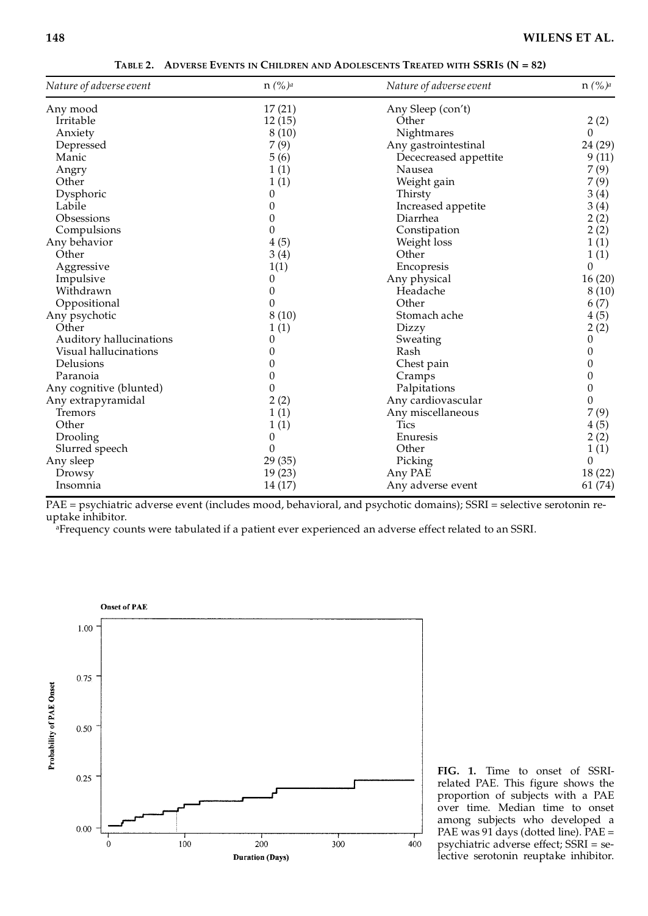**TABLE 2. ADVERSE EVENTS IN CHILDREN AND ADOLESCENTS TREATED WITH SSRIs (N = 82)**

| *Nature of adverse event* | n (%)[a] | *Nature of adverse event* | n (%)[a] |
|---|---|---|---|
| Any mood | 17 (21) | Any Sleep (con't) | |
| Irritable | 12 (15) | Other | 2 (2) |
| Anxiety | 8 (10) | Nightmares | 0 |
| Depressed | 7 (9) | Any gastrointestinal | 24 (29) |
| Manic | 5 (6) | Dececreased appettite | 9 (11) |
| Angry | 1 (1) | Nausea | 7 (9) |
| Other | 1 (1) | Weight gain | 7 (9) |
| Dysphoric | 0 | Thirsty | 3 (4) |
| Labile | 0 | Increased appetite | 3 (4) |
| Obsessions | 0 | Diarrhea | 2 (2) |
| Compulsions | 0 | Constipation | 2 (2) |
| Any behavior | 4 (5) | Weight loss | 1 (1) |
| Other | 3 (4) | Other | 1 (1) |
| Aggressive | 1(1) | Encopresis | 0 |
| Impulsive | 0 | Any physical | 16 (20) |
| Withdrawn | 0 | Headache | 8 (10) |
| Oppositional | 0 | Other | 6 (7) |
| Any psychotic | 8 (10) | Stomach ache | 4 (5) |
| Other | 1 (1) | Dizzy | 2 (2) |
| Auditory hallucinations | 0 | Sweating | 0 |
| Visual hallucinations | 0 | Rash | 0 |
| Delusions | 0 | Chest pain | 0 |
| Paranoia | 0 | Cramps | 0 |
| Any cognitive (blunted) | 0 | Palpitations | 0 |
| Any extrapyramidal | 2 (2) | Any cardiovascular | 0 |
| Tremors | 1 (1) | Any miscellaneous | 7 (9) |
| Other | 1 (1) | Tics | 4 (5) |
| Drooling | 0 | Enuresis | 2 (2) |
| Slurred speech | 0 | Other | 1 (1) |
| Any sleep | 29 (35) | Picking | 0 |
| Drowsy | 19 (23) | Any PAE | 18 (22) |
| Insomnia | 14 (17) | Any adverse event | 61 (74) |

PAE = psychiatric adverse event (includes mood, behavioral, and psychotic domains); SSRI = selective serotonin reuptake inhibitor.

[a]Frequency counts were tabulated if a patient ever experienced an adverse effect related to an SSRI.

**FIG. 1.** Time to onset of SSRI-related PAE. This figure shows the proportion of subjects with a PAE over time. Median time to onset among subjects who developed a PAE was 91 days (dotted line). PAE = psychiatric adverse effect; SSRI = selective serotonin reuptake inhibitor.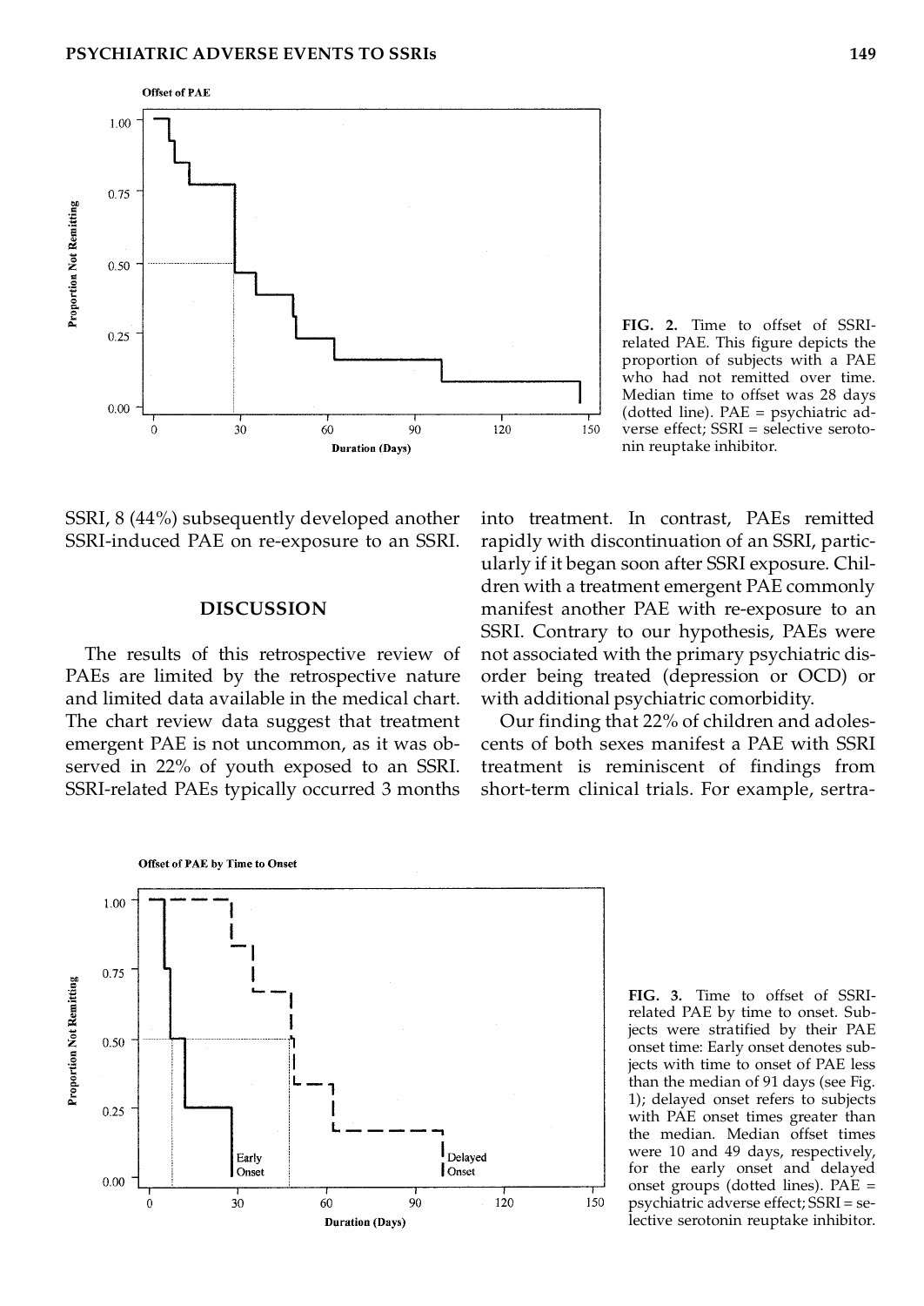FIG. 2. Time to offset of SSRI-related PAE. This figure depicts the proportion of subjects with a PAE who had not remitted over time. Median time to offset was 28 days (dotted line). PAE = psychiatric adverse effect; SSRI = selective serotonin reuptake inhibitor.

SSRI, 8 (44%) subsequently developed another SSRI-induced PAE on re-exposure to an SSRI.

## DISCUSSION

The results of this retrospective review of PAEs are limited by the retrospective nature and limited data available in the medical chart. The chart review data suggest that treatment emergent PAE is not uncommon, as it was observed in 22% of youth exposed to an SSRI. SSRI-related PAEs typically occurred 3 months into treatment. In contrast, PAEs remitted rapidly with discontinuation of an SSRI, particularly if it began soon after SSRI exposure. Children with a treatment emergent PAE commonly manifest another PAE with re-exposure to an SSRI. Contrary to our hypothesis, PAEs were not associated with the primary psychiatric disorder being treated (depression or OCD) or with additional psychiatric comorbidity.

Our finding that 22% of children and adolescents of both sexes manifest a PAE with SSRI treatment is reminiscent of findings from short-term clinical trials. For example, sertra-

FIG. 3. Time to offset of SSRI-related PAE by time to onset. Subjects were stratified by their PAE onset time: Early onset denotes subjects with time to onset of PAE less than the median of 91 days (see Fig. 1); delayed onset refers to subjects with PAE onset times greater than the median. Median offset times were 10 and 49 days, respectively, for the early onset and delayed onset groups (dotted lines). PAE = psychiatric adverse effect; SSRI = selective serotonin reuptake inhibitor.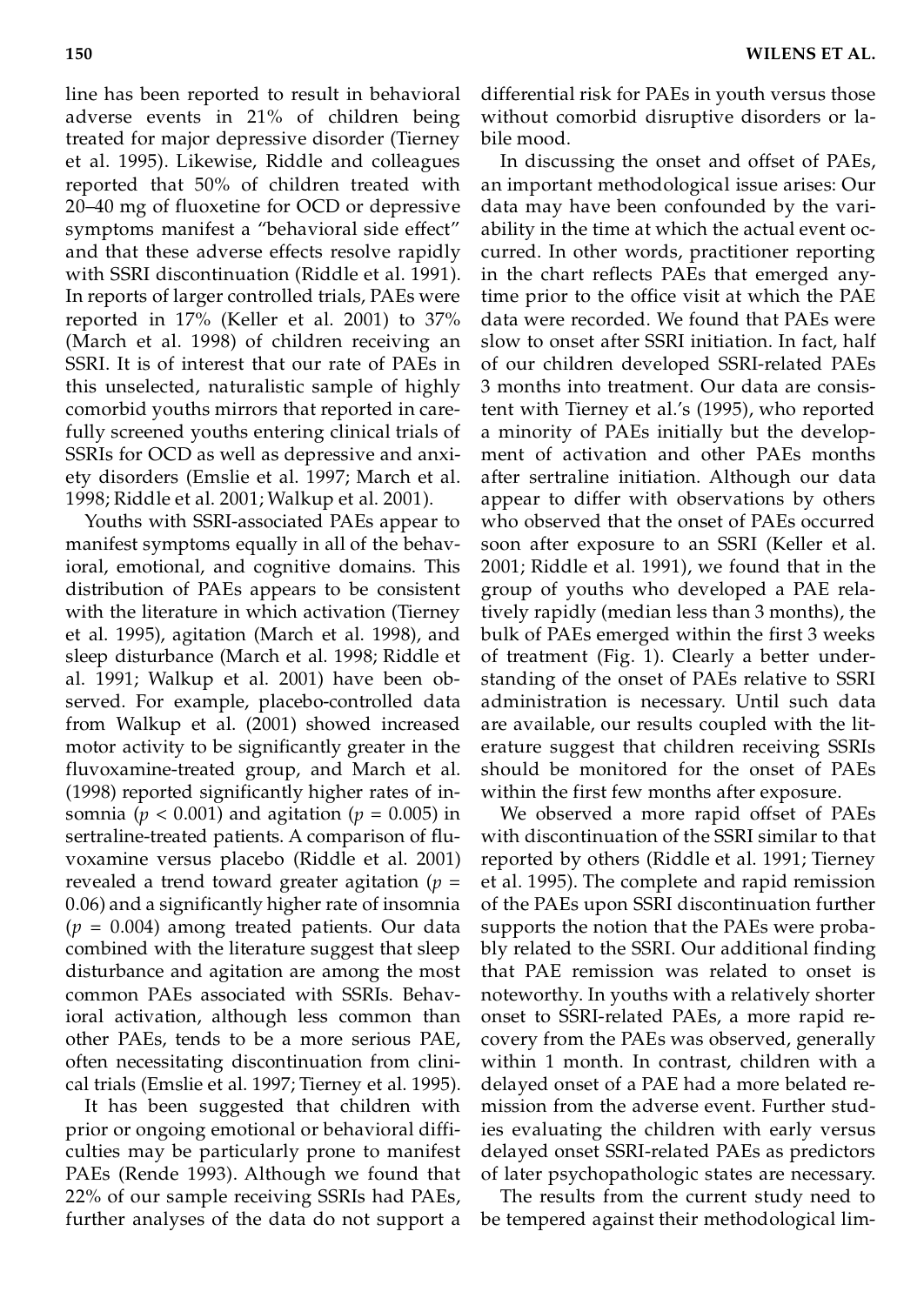line has been reported to result in behavioral adverse events in 21% of children being treated for major depressive disorder (Tierney et al. 1995). Likewise, Riddle and colleagues reported that 50% of children treated with 20–40 mg of fluoxetine for OCD or depressive symptoms manifest a "behavioral side effect" and that these adverse effects resolve rapidly with SSRI discontinuation (Riddle et al. 1991). In reports of larger controlled trials, PAEs were reported in 17% (Keller et al. 2001) to 37% (March et al. 1998) of children receiving an SSRI. It is of interest that our rate of PAEs in this unselected, naturalistic sample of highly comorbid youths mirrors that reported in carefully screened youths entering clinical trials of SSRIs for OCD as well as depressive and anxiety disorders (Emslie et al. 1997; March et al. 1998; Riddle et al. 2001; Walkup et al. 2001).

Youths with SSRI-associated PAEs appear to manifest symptoms equally in all of the behavioral, emotional, and cognitive domains. This distribution of PAEs appears to be consistent with the literature in which activation (Tierney et al. 1995), agitation (March et al. 1998), and sleep disturbance (March et al. 1998; Riddle et al. 1991; Walkup et al. 2001) have been observed. For example, placebo-controlled data from Walkup et al. (2001) showed increased motor activity to be significantly greater in the fluvoxamine-treated group, and March et al. (1998) reported significantly higher rates of insomnia ($p < 0.001$) and agitation ($p = 0.005$) in sertraline-treated patients. A comparison of fluvoxamine versus placebo (Riddle et al. 2001) revealed a trend toward greater agitation ($p = 0.06$) and a significantly higher rate of insomnia ($p = 0.004$) among treated patients. Our data combined with the literature suggest that sleep disturbance and agitation are among the most common PAEs associated with SSRIs. Behavioral activation, although less common than other PAEs, tends to be a more serious PAE, often necessitating discontinuation from clinical trials (Emslie et al. 1997; Tierney et al. 1995).

It has been suggested that children with prior or ongoing emotional or behavioral difficulties may be particularly prone to manifest PAEs (Rende 1993). Although we found that 22% of our sample receiving SSRIs had PAEs, further analyses of the data do not support a differential risk for PAEs in youth versus those without comorbid disruptive disorders or labile mood.

In discussing the onset and offset of PAEs, an important methodological issue arises: Our data may have been confounded by the variability in the time at which the actual event occurred. In other words, practitioner reporting in the chart reflects PAEs that emerged anytime prior to the office visit at which the PAE data were recorded. We found that PAEs were slow to onset after SSRI initiation. In fact, half of our children developed SSRI-related PAEs 3 months into treatment. Our data are consistent with Tierney et al.'s (1995), who reported a minority of PAEs initially but the development of activation and other PAEs months after sertraline initiation. Although our data appear to differ with observations by others who observed that the onset of PAEs occurred soon after exposure to an SSRI (Keller et al. 2001; Riddle et al. 1991), we found that in the group of youths who developed a PAE relatively rapidly (median less than 3 months), the bulk of PAEs emerged within the first 3 weeks of treatment (Fig. 1). Clearly a better understanding of the onset of PAEs relative to SSRI administration is necessary. Until such data are available, our results coupled with the literature suggest that children receiving SSRIs should be monitored for the onset of PAEs within the first few months after exposure.

We observed a more rapid offset of PAEs with discontinuation of the SSRI similar to that reported by others (Riddle et al. 1991; Tierney et al. 1995). The complete and rapid remission of the PAEs upon SSRI discontinuation further supports the notion that the PAEs were probably related to the SSRI. Our additional finding that PAE remission was related to onset is noteworthy. In youths with a relatively shorter onset to SSRI-related PAEs, a more rapid recovery from the PAEs was observed, generally within 1 month. In contrast, children with a delayed onset of a PAE had a more belated remission from the adverse event. Further studies evaluating the children with early versus delayed onset SSRI-related PAEs as predictors of later psychopathologic states are necessary.

The results from the current study need to be tempered against their methodological lim-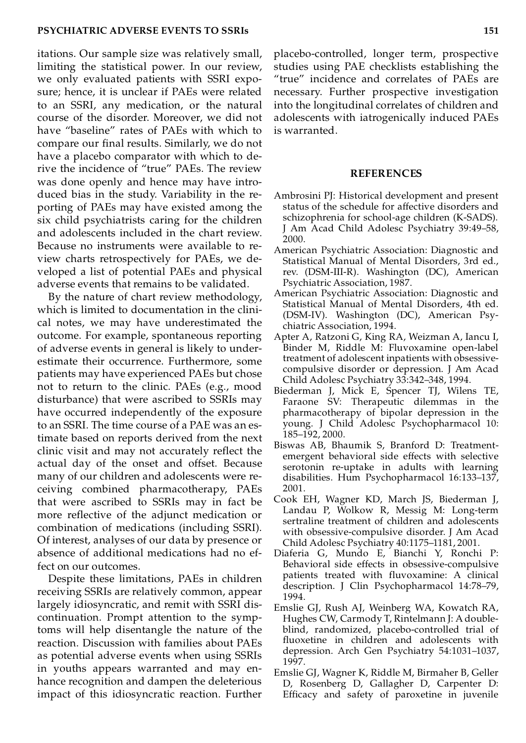itations. Our sample size was relatively small, limiting the statistical power. In our review, we only evaluated patients with SSRI exposure; hence, it is unclear if PAEs were related to an SSRI, any medication, or the natural course of the disorder. Moreover, we did not have "baseline" rates of PAEs with which to compare our final results. Similarly, we do not have a placebo comparator with which to derive the incidence of "true" PAEs. The review was done openly and hence may have introduced bias in the study. Variability in the reporting of PAEs may have existed among the six child psychiatrists caring for the children and adolescents included in the chart review. Because no instruments were available to review charts retrospectively for PAEs, we developed a list of potential PAEs and physical adverse events that remains to be validated.

By the nature of chart review methodology, which is limited to documentation in the clinical notes, we may have underestimated the outcome. For example, spontaneous reporting of adverse events in general is likely to underestimate their occurrence. Furthermore, some patients may have experienced PAEs but chose not to return to the clinic. PAEs (e.g., mood disturbance) that were ascribed to SSRIs may have occurred independently of the exposure to an SSRI. The time course of a PAE was an estimate based on reports derived from the next clinic visit and may not accurately reflect the actual day of the onset and offset. Because many of our children and adolescents were receiving combined pharmacotherapy, PAEs that were ascribed to SSRIs may in fact be more reflective of the adjunct medication or combination of medications (including SSRI). Of interest, analyses of our data by presence or absence of additional medications had no effect on our outcomes.

Despite these limitations, PAEs in children receiving SSRIs are relatively common, appear largely idiosyncratic, and remit with SSRI discontinuation. Prompt attention to the symptoms will help disentangle the nature of the reaction. Discussion with families about PAEs as potential adverse events when using SSRIs in youths appears warranted and may enhance recognition and dampen the deleterious impact of this idiosyncratic reaction. Further placebo-controlled, longer term, prospective studies using PAE checklists establishing the "true" incidence and correlates of PAEs are necessary. Further prospective investigation into the longitudinal correlates of children and adolescents with iatrogenically induced PAEs is warranted.

## REFERENCES

Ambrosini PJ: Historical development and present status of the schedule for affective disorders and schizophrenia for school-age children (K-SADS). J Am Acad Child Adolesc Psychiatry 39:49–58, 2000.

American Psychiatric Association: Diagnostic and Statistical Manual of Mental Disorders, 3rd ed., rev. (DSM-III-R). Washington (DC), American Psychiatric Association, 1987.

American Psychiatric Association: Diagnostic and Statistical Manual of Mental Disorders, 4th ed. (DSM-IV). Washington (DC), American Psychiatric Association, 1994.

Apter A, Ratzoni G, King RA, Weizman A, Iancu I, Binder M, Riddle M: Fluvoxamine open-label treatment of adolescent inpatients with obsessive-compulsive disorder or depression. J Am Acad Child Adolesc Psychiatry 33:342–348, 1994.

Biederman J, Mick E, Spencer TJ, Wilens TE, Faraone SV: Therapeutic dilemmas in the pharmacotherapy of bipolar depression in the young. J Child Adolesc Psychopharmacol 10: 185–192, 2000.

Biswas AB, Bhaumik S, Branford D: Treatment-emergent behavioral side effects with selective serotonin re-uptake in adults with learning disabilities. Hum Psychopharmacol 16:133–137, 2001.

Cook EH, Wagner KD, March JS, Biederman J, Landau P, Wolkow R, Messig M: Long-term sertraline treatment of children and adolescents with obsessive-compulsive disorder. J Am Acad Child Adolesc Psychiatry 40:1175–1181, 2001.

Diaferia G, Mundo E, Bianchi Y, Ronchi P: Behavioral side effects in obsessive-compulsive patients treated with fluvoxamine: A clinical description. J Clin Psychopharmacol 14:78–79, 1994.

Emslie GJ, Rush AJ, Weinberg WA, Kowatch RA, Hughes CW, Carmody T, Rintelmann J: A double-blind, randomized, placebo-controlled trial of fluoxetine in children and adolescents with depression. Arch Gen Psychiatry 54:1031–1037, 1997.

Emslie GJ, Wagner K, Riddle M, Birmaher B, Geller D, Rosenberg D, Gallagher D, Carpenter D: Efficacy and safety of paroxetine in juvenile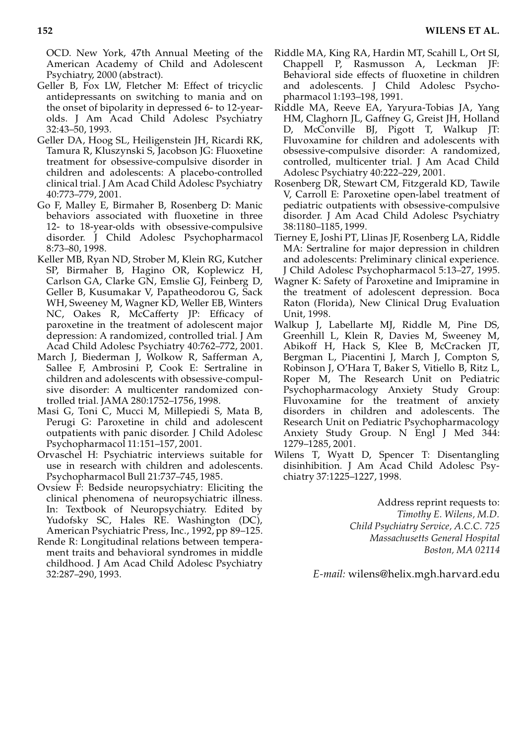OCD. New York, 47th Annual Meeting of the American Academy of Child and Adolescent Psychiatry, 2000 (abstract).

Geller B, Fox LW, Fletcher M: Effect of tricyclic antidepressants on switching to mania and on the onset of bipolarity in depressed 6- to 12-year-olds. J Am Acad Child Adolesc Psychiatry 32:43–50, 1993.

Geller DA, Hoog SL, Heiligenstein JH, Ricardi RK, Tamura R, Kluszynski S, Jacobson JG: Fluoxetine treatment for obsessive-compulsive disorder in children and adolescents: A placebo-controlled clinical trial. J Am Acad Child Adolesc Psychiatry 40:773–779, 2001.

Go F, Malley E, Birmaher B, Rosenberg D: Manic behaviors associated with fluoxetine in three 12- to 18-year-olds with obsessive-compulsive disorder. J Child Adolesc Psychopharmacol 8:73–80, 1998.

Keller MB, Ryan ND, Strober M, Klein RG, Kutcher SP, Birmaher B, Hagino OR, Koplewicz H, Carlson GA, Clarke GN, Emslie GJ, Feinberg D, Geller B, Kusumakar V, Papatheodorou G, Sack WH, Sweeney M, Wagner KD, Weller EB, Winters NC, Oakes R, McCafferty JP: Efficacy of paroxetine in the treatment of adolescent major depression: A randomized, controlled trial. J Am Acad Child Adolesc Psychiatry 40:762–772, 2001.

March J, Biederman J, Wolkow R, Safferman A, Sallee F, Ambrosini P, Cook E: Sertraline in children and adolescents with obsessive-compulsive disorder: A multicenter randomized controlled trial. JAMA 280:1752–1756, 1998.

Masi G, Toni C, Mucci M, Millepiedi S, Mata B, Perugi G: Paroxetine in child and adolescent outpatients with panic disorder. J Child Adolesc Psychopharmacol 11:151–157, 2001.

Orvaschel H: Psychiatric interviews suitable for use in research with children and adolescents. Psychopharmacol Bull 21:737–745, 1985.

Ovsiew F: Bedside neuropsychiatry: Eliciting the clinical phenomena of neuropsychiatric illness. In: Textbook of Neuropsychiatry. Edited by Yudofsky SC, Hales RE. Washington (DC), American Psychiatric Press, Inc., 1992, pp 89–125.

Rende R: Longitudinal relations between temperament traits and behavioral syndromes in middle childhood. J Am Acad Child Adolesc Psychiatry 32:287–290, 1993.

Riddle MA, King RA, Hardin MT, Scahill L, Ort SI, Chappell P, Rasmusson A, Leckman JF: Behavioral side effects of fluoxetine in children and adolescents. J Child Adolesc Psychopharmacol 1:193–198, 1991.

Riddle MA, Reeve EA, Yaryura-Tobias JA, Yang HM, Claghorn JL, Gaffney G, Greist JH, Holland D, McConville BJ, Pigott T, Walkup JT: Fluvoxamine for children and adolescents with obsessive-compulsive disorder: A randomized, controlled, multicenter trial. J Am Acad Child Adolesc Psychiatry 40:222–229, 2001.

Rosenberg DR, Stewart CM, Fitzgerald KD, Tawile V, Carroll E: Paroxetine open-label treatment of pediatric outpatients with obsessive-compulsive disorder. J Am Acad Child Adolesc Psychiatry 38:1180–1185, 1999.

Tierney E, Joshi PT, Llinas JF, Rosenberg LA, Riddle MA: Sertraline for major depression in children and adolescents: Preliminary clinical experience. J Child Adolesc Psychopharmacol 5:13–27, 1995.

Wagner K: Safety of Paroxetine and Imipramine in the treatment of adolescent depression. Boca Raton (Florida), New Clinical Drug Evaluation Unit, 1998.

Walkup J, Labellarte MJ, Riddle M, Pine DS, Greenhill L, Klein R, Davies M, Sweeney M, Abikoff H, Hack S, Klee B, McCracken JT, Bergman L, Piacentini J, March J, Compton S, Robinson J, O'Hara T, Baker S, Vitiello B, Ritz L, Roper M, The Research Unit on Pediatric Psychopharmacology Anxiety Study Group: Fluvoxamine for the treatment of anxiety disorders in children and adolescents. The Research Unit on Pediatric Psychopharmacology Anxiety Study Group. N Engl J Med 344: 1279–1285, 2001.

Wilens T, Wyatt D, Spencer T: Disentangling disinhibition. J Am Acad Child Adolesc Psychiatry 37:1225–1227, 1998.

Address reprint requests to:
*Timothy E. Wilens, M.D.*
*Child Psychiatry Service, A.C.C. 725*
*Massachusetts General Hospital*
*Boston, MA 02114*

*E-mail:* wilens@helix.mgh.harvard.edu